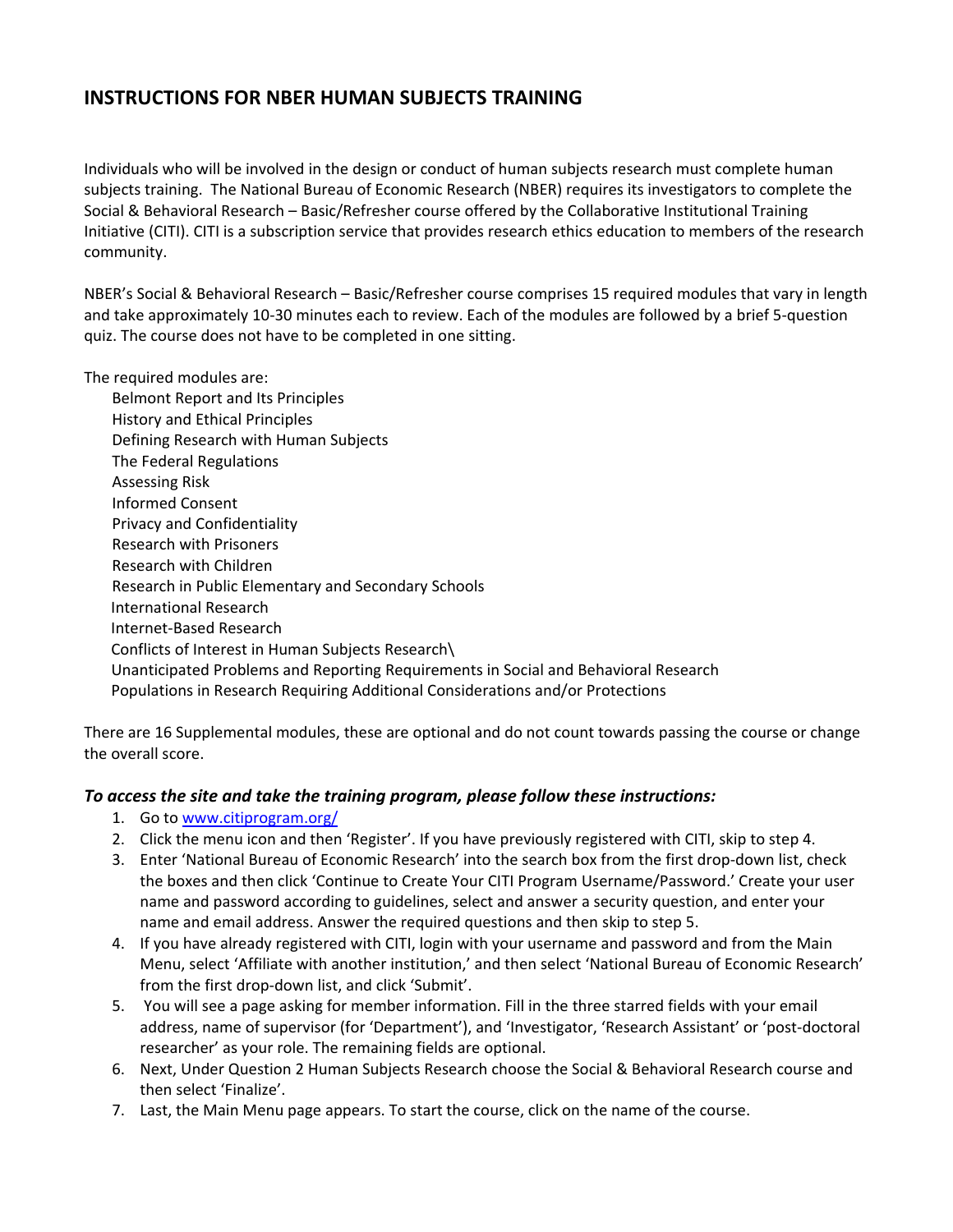# INSTRUCTIONS FOR NBER HUMAN SUBJECTS TRAINING

Individuals who will be involved in the design or conduct of human subjects research must complete human subjects training. The National Bureau of Economic Research (NBER) requires its investigators to complete the Social & Behavioral Research – Basic/Refresher course offered by the Collaborative Institutional Training Initiative (CITI). CITI is a subscription service that provides research ethics education to members of the research community.

NBER's Social & Behavioral Research – Basic/Refresher course comprises 15 required modules that vary in length and take approximately 10-30 minutes each to review. Each of the modules are followed by a brief 5-question quiz. The course does not have to be completed in one sitting.

The required modules are:

- Belmont Report and Its Principles
- History and Ethical Principles
- Defining Research with Human Subjects
- The Federal Regulations
- Assessing Risk
- Informed Consent
- Privacy and Confidentiality
- Research with Prisoners
- Research with Children
- Research in Public Elementary and Secondary Schools
- International Research
- Internet-Based Research
- Conflicts of Interest in Human Subjects Research\
- Unanticipated Problems and Reporting Requirements in Social and Behavioral Research
- Populations in Research Requiring Additional Considerations and/or Protections

There are 16 Supplemental modules, these are optional and do not count towards passing the course or change the overall score.

### *To access the site and take the training program, please follow these instructions:*

1. Go to [www.citiprogram.org/](www.citiprogram.org/)
2. Click the menu icon and then 'Register'. If you have previously registered with CITI, skip to step 4.
3. Enter 'National Bureau of Economic Research' into the search box from the first drop-down list, check the boxes and then click 'Continue to Create Your CITI Program Username/Password.' Create your user name and password according to guidelines, select and answer a security question, and enter your name and email address. Answer the required questions and then skip to step 5.
4. If you have already registered with CITI, login with your username and password and from the Main Menu, select 'Affiliate with another institution,' and then select 'National Bureau of Economic Research' from the first drop-down list, and click 'Submit'.
5. You will see a page asking for member information. Fill in the three starred fields with your email address, name of supervisor (for 'Department'), and 'Investigator, 'Research Assistant' or 'post-doctoral researcher' as your role. The remaining fields are optional.
6. Next, Under Question 2 Human Subjects Research choose the Social & Behavioral Research course and then select 'Finalize'.
7. Last, the Main Menu page appears. To start the course, click on the name of the course.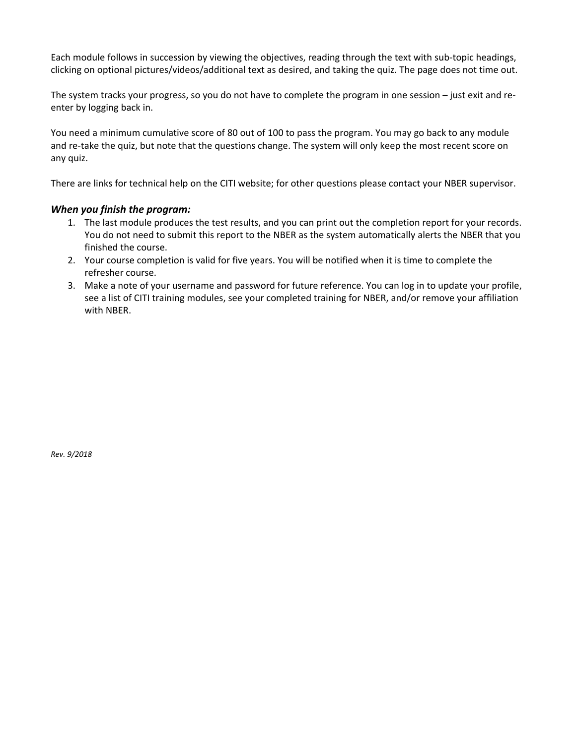Each module follows in succession by viewing the objectives, reading through the text with sub-topic headings, clicking on optional pictures/videos/additional text as desired, and taking the quiz. The page does not time out.

The system tracks your progress, so you do not have to complete the program in one session – just exit and re-enter by logging back in.

You need a minimum cumulative score of 80 out of 100 to pass the program. You may go back to any module and re-take the quiz, but note that the questions change. The system will only keep the most recent score on any quiz.

There are links for technical help on the CITI website; for other questions please contact your NBER supervisor.

### *When you finish the program:*

1. The last module produces the test results, and you can print out the completion report for your records. You do not need to submit this report to the NBER as the system automatically alerts the NBER that you finished the course.
2. Your course completion is valid for five years. You will be notified when it is time to complete the refresher course.
3. Make a note of your username and password for future reference. You can log in to update your profile, see a list of CITI training modules, see your completed training for NBER, and/or remove your affiliation with NBER.

*Rev. 9/2018*